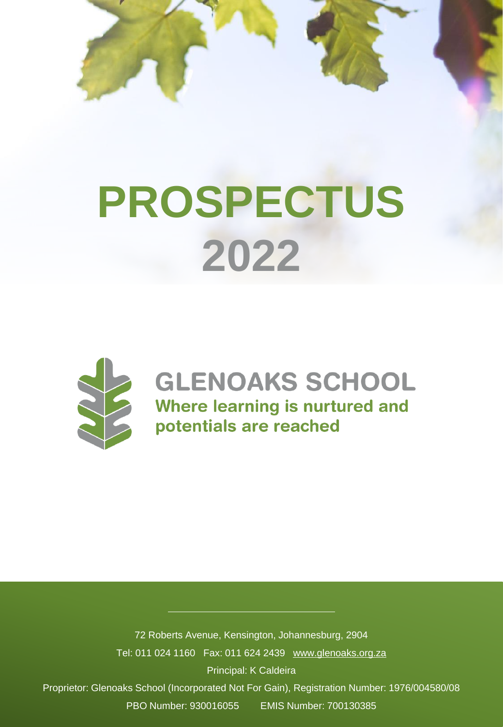# PROSPECTUS 2022

## GLENOAKS SCHOOL

**Where learning is nurtured and potentials are reached**

72 Roberts Avenue, Kensington, Johannesburg, 2904

Tel: 011 024 1160 Fax: 011 624 2439 www.glenoaks.org.za

Principal: K Caldeira

Proprietor: Glenoaks School (Incorporated Not For Gain), Registration Number: 1976/004580/08

PBO Number: 930016055 EMIS Number: 700130385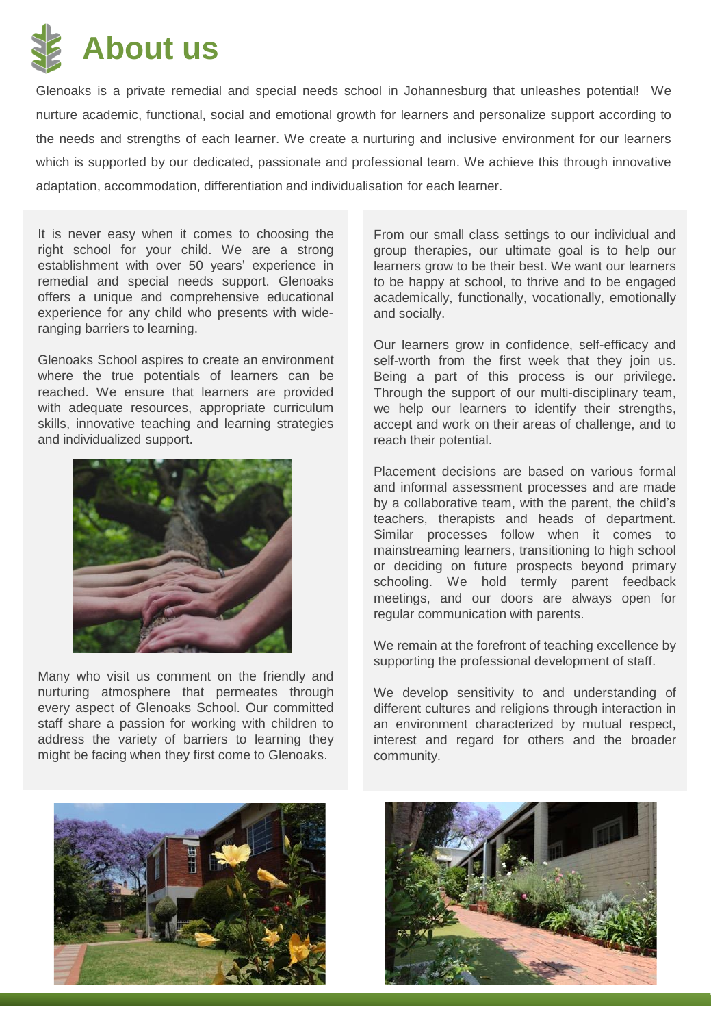# About us

Glenoaks is a private remedial and special needs school in Johannesburg that unleashes potential! We nurture academic, functional, social and emotional growth for learners and personalize support according to the needs and strengths of each learner. We create a nurturing and inclusive environment for our learners which is supported by our dedicated, passionate and professional team. We achieve this through innovative adaptation, accommodation, differentiation and individualisation for each learner.

It is never easy when it comes to choosing the right school for your child. We are a strong establishment with over 50 years' experience in remedial and special needs support. Glenoaks offers a unique and comprehensive educational experience for any child who presents with wide-ranging barriers to learning.

Glenoaks School aspires to create an environment where the true potentials of learners can be reached. We ensure that learners are provided with adequate resources, appropriate curriculum skills, innovative teaching and learning strategies and individualized support.

Many who visit us comment on the friendly and nurturing atmosphere that permeates through every aspect of Glenoaks School. Our committed staff share a passion for working with children to address the variety of barriers to learning they might be facing when they first come to Glenoaks.

From our small class settings to our individual and group therapies, our ultimate goal is to help our learners grow to be their best. We want our learners to be happy at school, to thrive and to be engaged academically, functionally, vocationally, emotionally and socially.

Our learners grow in confidence, self-efficacy and self-worth from the first week that they join us. Being a part of this process is our privilege. Through the support of our multi-disciplinary team, we help our learners to identify their strengths, accept and work on their areas of challenge, and to reach their potential.

Placement decisions are based on various formal and informal assessment processes and are made by a collaborative team, with the parent, the child's teachers, therapists and heads of department. Similar processes follow when it comes to mainstreaming learners, transitioning to high school or deciding on future prospects beyond primary schooling. We hold termly parent feedback meetings, and our doors are always open for regular communication with parents.

We remain at the forefront of teaching excellence by supporting the professional development of staff.

We develop sensitivity to and understanding of different cultures and religions through interaction in an environment characterized by mutual respect, interest and regard for others and the broader community.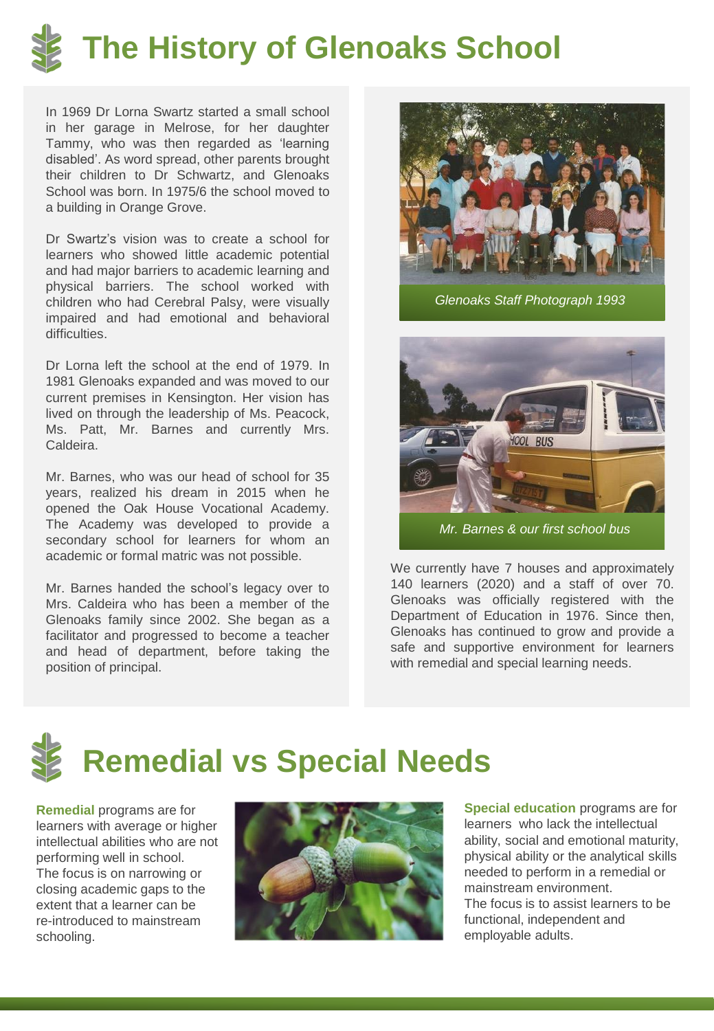# The History of Glenoaks School

In 1969 Dr Lorna Swartz started a small school in her garage in Melrose, for her daughter Tammy, who was then regarded as 'learning disabled'. As word spread, other parents brought their children to Dr Schwartz, and Glenoaks School was born. In 1975/6 the school moved to a building in Orange Grove.

Dr Swartz's vision was to create a school for learners who showed little academic potential and had major barriers to academic learning and physical barriers. The school worked with children who had Cerebral Palsy, were visually impaired and had emotional and behavioral difficulties.

Dr Lorna left the school at the end of 1979. In 1981 Glenoaks expanded and was moved to our current premises in Kensington. Her vision has lived on through the leadership of Ms. Peacock, Ms. Patt, Mr. Barnes and currently Mrs. Caldeira.

Mr. Barnes, who was our head of school for 35 years, realized his dream in 2015 when he opened the Oak House Vocational Academy. The Academy was developed to provide a secondary school for learners for whom an academic or formal matric was not possible.

Mr. Barnes handed the school's legacy over to Mrs. Caldeira who has been a member of the Glenoaks family since 2002. She began as a facilitator and progressed to become a teacher and head of department, before taking the position of principal.

*Glenoaks Staff Photograph 1993*

*Mr. Barnes & our first school bus*

We currently have 7 houses and approximately 140 learners (2020) and a staff of over 70. Glenoaks was officially registered with the Department of Education in 1976. Since then, Glenoaks has continued to grow and provide a safe and supportive environment for learners with remedial and special learning needs.

# Remedial vs Special Needs

**Remedial** programs are for learners with average or higher intellectual abilities who are not performing well in school. The focus is on narrowing or closing academic gaps to the extent that a learner can be re-introduced to mainstream schooling.

**Special education** programs are for learners who lack the intellectual ability, social and emotional maturity, physical ability or the analytical skills needed to perform in a remedial or mainstream environment. The focus is to assist learners to be functional, independent and employable adults.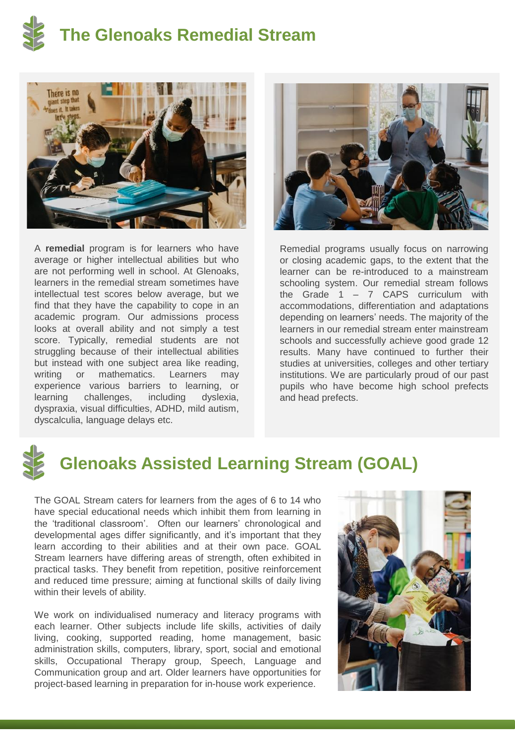# The Glenoaks Remedial Stream

A **remedial** program is for learners who have average or higher intellectual abilities but who are not performing well in school. At Glenoaks, learners in the remedial stream sometimes have intellectual test scores below average, but we find that they have the capability to cope in an academic program. Our admissions process looks at overall ability and not simply a test score. Typically, remedial students are not struggling because of their intellectual abilities but instead with one subject area like reading, writing or mathematics. Learners may experience various barriers to learning, or learning challenges, including dyslexia, dyspraxia, visual difficulties, ADHD, mild autism, dyscalculia, language delays etc.

Remedial programs usually focus on narrowing or closing academic gaps, to the extent that the learner can be re-introduced to a mainstream schooling system. Our remedial stream follows the Grade 1 – 7 CAPS curriculum with accommodations, differentiation and adaptations depending on learners' needs. The majority of the learners in our remedial stream enter mainstream schools and successfully achieve good grade 12 results. Many have continued to further their studies at universities, colleges and other tertiary institutions. We are particularly proud of our past pupils who have become high school prefects and head prefects.

# Glenoaks Assisted Learning Stream (GOAL)

The GOAL Stream caters for learners from the ages of 6 to 14 who have special educational needs which inhibit them from learning in the 'traditional classroom'. Often our learners' chronological and developmental ages differ significantly, and it's important that they learn according to their abilities and at their own pace. GOAL Stream learners have differing areas of strength, often exhibited in practical tasks. They benefit from repetition, positive reinforcement and reduced time pressure; aiming at functional skills of daily living within their levels of ability.

We work on individualised numeracy and literacy programs with each learner. Other subjects include life skills, activities of daily living, cooking, supported reading, home management, basic administration skills, computers, library, sport, social and emotional skills, Occupational Therapy group, Speech, Language and Communication group and art. Older learners have opportunities for project-based learning in preparation for in-house work experience.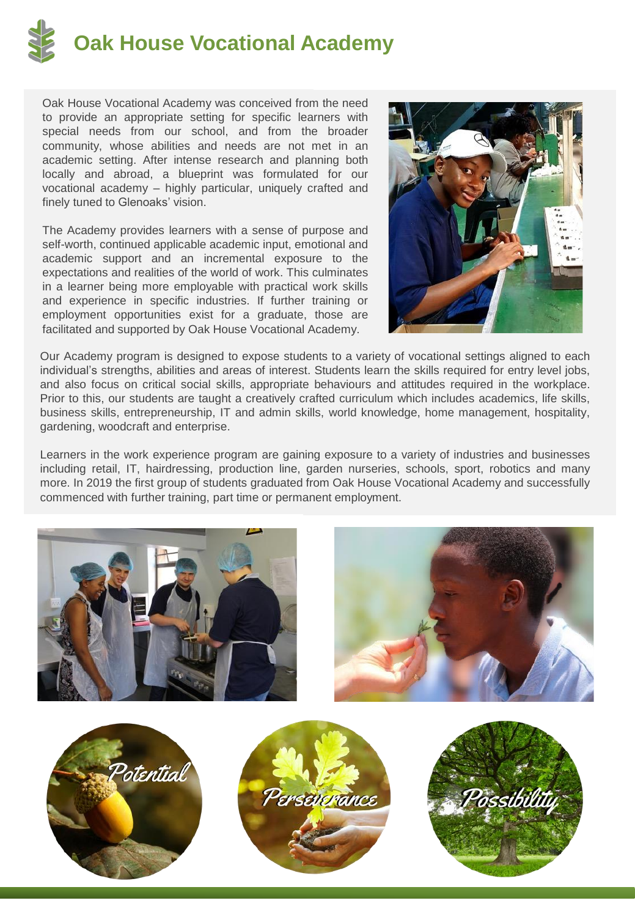# Oak House Vocational Academy

Oak House Vocational Academy was conceived from the need to provide an appropriate setting for specific learners with special needs from our school, and from the broader community, whose abilities and needs are not met in an academic setting. After intense research and planning both locally and abroad, a blueprint was formulated for our vocational academy – highly particular, uniquely crafted and finely tuned to Glenoaks' vision.

The Academy provides learners with a sense of purpose and self-worth, continued applicable academic input, emotional and academic support and an incremental exposure to the expectations and realities of the world of work. This culminates in a learner being more employable with practical work skills and experience in specific industries. If further training or employment opportunities exist for a graduate, those are facilitated and supported by Oak House Vocational Academy.

Our Academy program is designed to expose students to a variety of vocational settings aligned to each individual's strengths, abilities and areas of interest. Students learn the skills required for entry level jobs, and also focus on critical social skills, appropriate behaviours and attitudes required in the workplace. Prior to this, our students are taught a creatively crafted curriculum which includes academics, life skills, business skills, entrepreneurship, IT and admin skills, world knowledge, home management, hospitality, gardening, woodcraft and enterprise.

Learners in the work experience program are gaining exposure to a variety of industries and businesses including retail, IT, hairdressing, production line, garden nurseries, schools, sport, robotics and many more. In 2019 the first group of students graduated from Oak House Vocational Academy and successfully commenced with further training, part time or permanent employment.

*Potential* *Perseverance* *Possibility*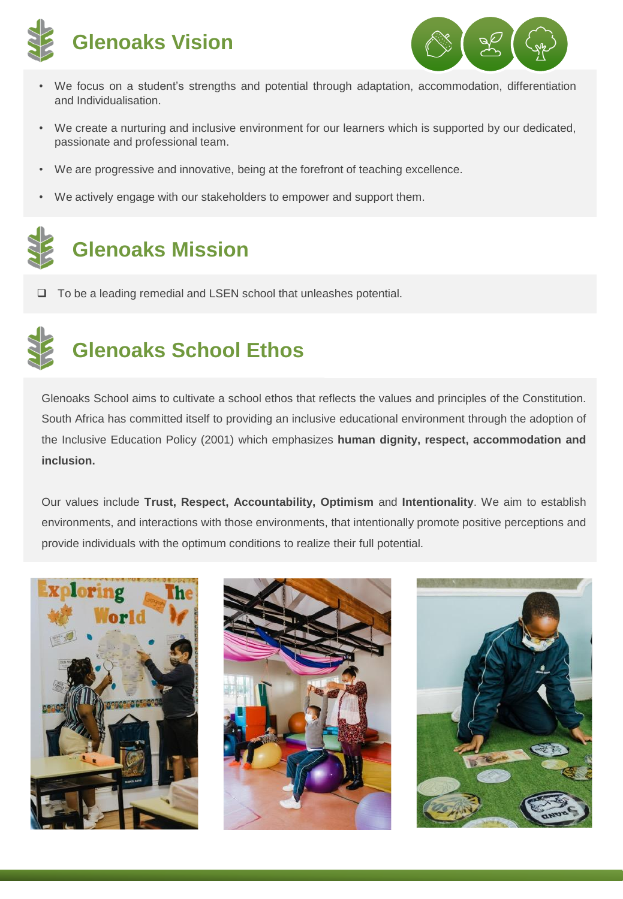# Glenoaks Vision

- We focus on a student's strengths and potential through adaptation, accommodation, differentiation and Individualisation.
- We create a nurturing and inclusive environment for our learners which is supported by our dedicated, passionate and professional team.
- We are progressive and innovative, being at the forefront of teaching excellence.
- We actively engage with our stakeholders to empower and support them.

# Glenoaks Mission

- To be a leading remedial and LSEN school that unleashes potential.

# Glenoaks School Ethos

Glenoaks School aims to cultivate a school ethos that reflects the values and principles of the Constitution. South Africa has committed itself to providing an inclusive educational environment through the adoption of the Inclusive Education Policy (2001) which emphasizes **human dignity, respect, accommodation and inclusion.**

Our values include **Trust, Respect, Accountability, Optimism** and **Intentionality**. We aim to establish environments, and interactions with those environments, that intentionally promote positive perceptions and provide individuals with the optimum conditions to realize their full potential.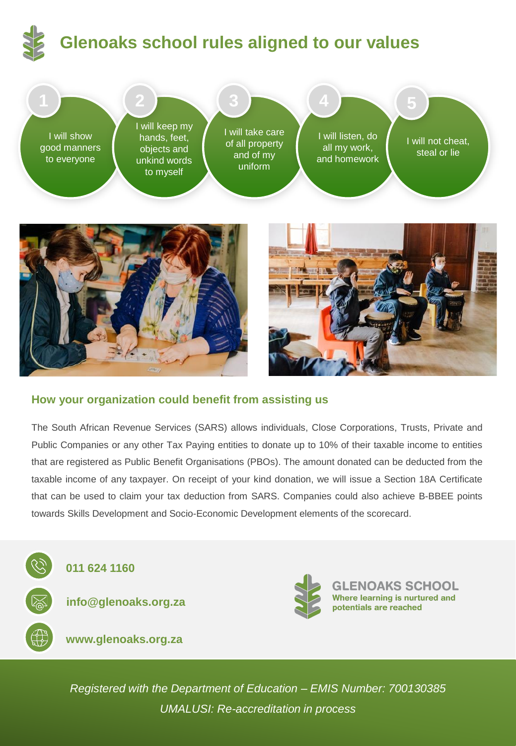# Glenoaks school rules aligned to our values

1. I will show good manners to everyone
2. I will keep my hands, feet, objects and unkind words to myself
3. I will take care of all property and of my uniform
4. I will listen, do all my work, and homework
5. I will not cheat, steal or lie

## How your organization could benefit from assisting us

The South African Revenue Services (SARS) allows individuals, Close Corporations, Trusts, Private and Public Companies or any other Tax Paying entities to donate up to 10% of their taxable income to entities that are registered as Public Benefit Organisations (PBOs). The amount donated can be deducted from the taxable income of any taxpayer. On receipt of your kind donation, we will issue a Section 18A Certificate that can be used to claim your tax deduction from SARS. Companies could also achieve B-BBEE points towards Skills Development and Socio-Economic Development elements of the scorecard.

**011 624 1160**

**info@glenoaks.org.za**

**www.glenoaks.org.za**

**GLENOAKS SCHOOL**
**Where learning is nurtured and potentials are reached**

*Registered with the Department of Education – EMIS Number: 700130385*

*UMALUSI: Re-accreditation in process*